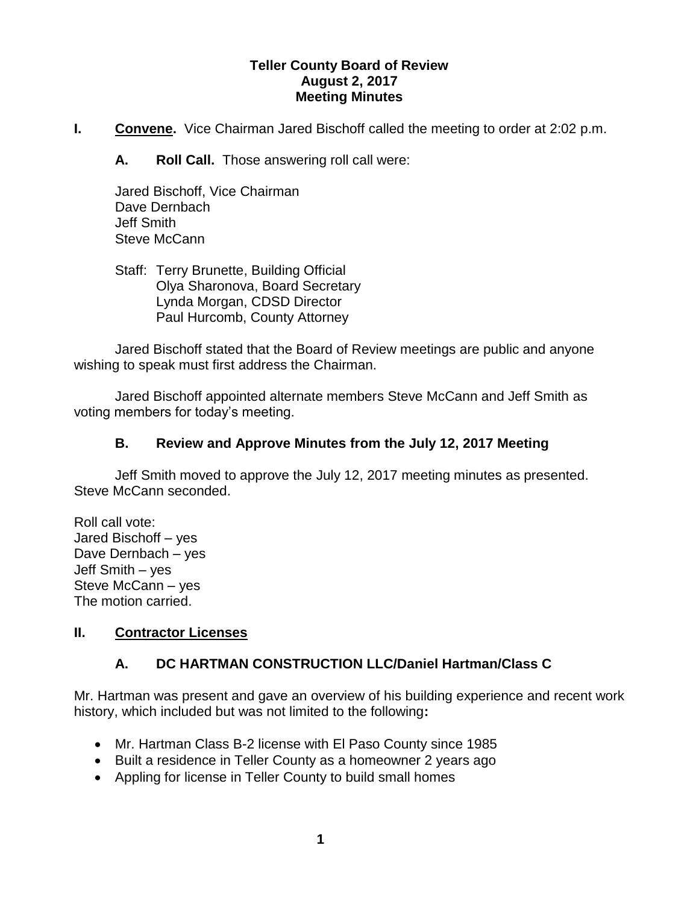**Teller County Board of Review**
**August 2, 2017**
**Meeting Minutes**

**I. Convene.** Vice Chairman Jared Bischoff called the meeting to order at 2:02 p.m.

**A. Roll Call.** Those answering roll call were:

Jared Bischoff, Vice Chairman
Dave Dernbach
Jeff Smith
Steve McCann

Staff: Terry Brunette, Building Official
Olya Sharonova, Board Secretary
Lynda Morgan, CDSD Director
Paul Hurcomb, County Attorney

Jared Bischoff stated that the Board of Review meetings are public and anyone wishing to speak must first address the Chairman.

Jared Bischoff appointed alternate members Steve McCann and Jeff Smith as voting members for today's meeting.

**B. Review and Approve Minutes from the July 12, 2017 Meeting**

Jeff Smith moved to approve the July 12, 2017 meeting minutes as presented. Steve McCann seconded.

Roll call vote:
Jared Bischoff – yes
Dave Dernbach – yes
Jeff Smith – yes
Steve McCann – yes
The motion carried.

**II. Contractor Licenses**

**A. DC HARTMAN CONSTRUCTION LLC/Daniel Hartman/Class C**

Mr. Hartman was present and gave an overview of his building experience and recent work history, which included but was not limited to the following**:**

- Mr. Hartman Class B-2 license with El Paso County since 1985
- Built a residence in Teller County as a homeowner 2 years ago
- Appling for license in Teller County to build small homes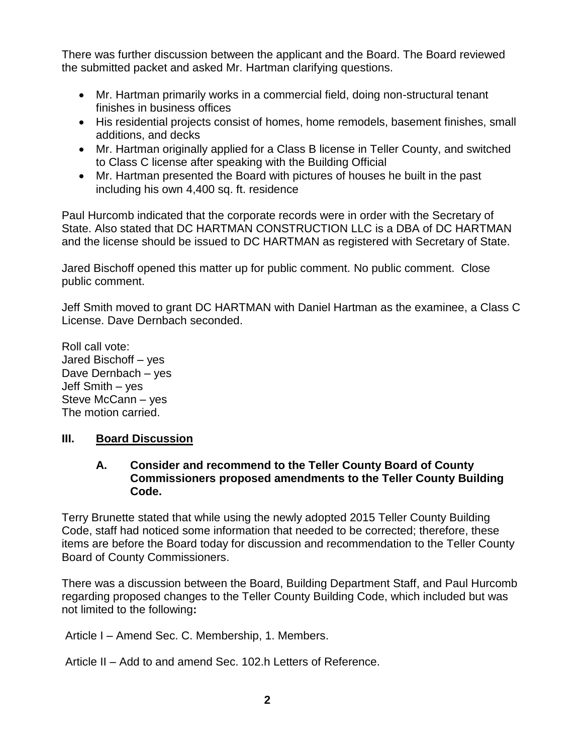There was further discussion between the applicant and the Board. The Board reviewed the submitted packet and asked Mr. Hartman clarifying questions.

- Mr. Hartman primarily works in a commercial field, doing non-structural tenant finishes in business offices
- His residential projects consist of homes, home remodels, basement finishes, small additions, and decks
- Mr. Hartman originally applied for a Class B license in Teller County, and switched to Class C license after speaking with the Building Official
- Mr. Hartman presented the Board with pictures of houses he built in the past including his own 4,400 sq. ft. residence

Paul Hurcomb indicated that the corporate records were in order with the Secretary of State. Also stated that DC HARTMAN CONSTRUCTION LLC is a DBA of DC HARTMAN and the license should be issued to DC HARTMAN as registered with Secretary of State.

Jared Bischoff opened this matter up for public comment. No public comment. Close public comment.

Jeff Smith moved to grant DC HARTMAN with Daniel Hartman as the examinee, a Class C License. Dave Dernbach seconded.

Roll call vote:
Jared Bischoff – yes
Dave Dernbach – yes
Jeff Smith – yes
Steve McCann – yes
The motion carried.

## III. Board Discussion

### A. Consider and recommend to the Teller County Board of County Commissioners proposed amendments to the Teller County Building Code.

Terry Brunette stated that while using the newly adopted 2015 Teller County Building Code, staff had noticed some information that needed to be corrected; therefore, these items are before the Board today for discussion and recommendation to the Teller County Board of County Commissioners.

There was a discussion between the Board, Building Department Staff, and Paul Hurcomb regarding proposed changes to the Teller County Building Code, which included but was not limited to the following**:**

Article I – Amend Sec. C. Membership, 1. Members.

Article II – Add to and amend Sec. 102.h Letters of Reference.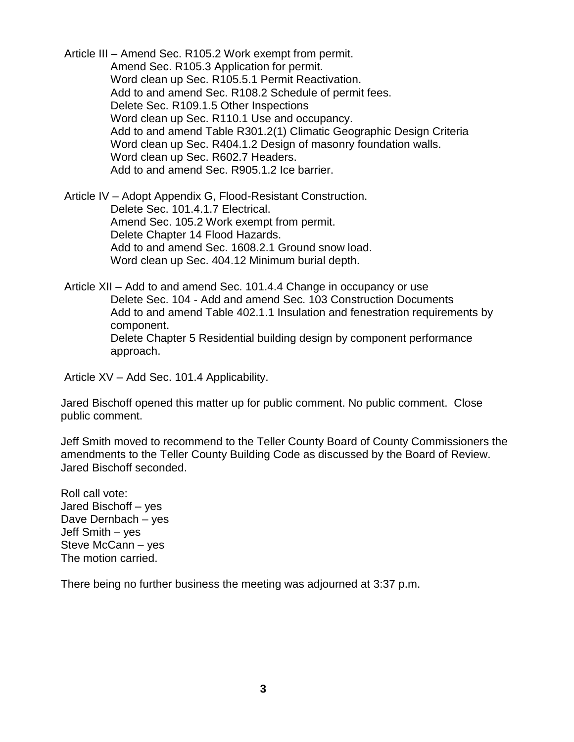Article III – Amend Sec. R105.2 Work exempt from permit.
Amend Sec. R105.3 Application for permit.
Word clean up Sec. R105.5.1 Permit Reactivation.
Add to and amend Sec. R108.2 Schedule of permit fees.
Delete Sec. R109.1.5 Other Inspections
Word clean up Sec. R110.1 Use and occupancy.
Add to and amend Table R301.2(1) Climatic Geographic Design Criteria
Word clean up Sec. R404.1.2 Design of masonry foundation walls.
Word clean up Sec. R602.7 Headers.
Add to and amend Sec. R905.1.2 Ice barrier.

Article IV – Adopt Appendix G, Flood-Resistant Construction.
Delete Sec. 101.4.1.7 Electrical.
Amend Sec. 105.2 Work exempt from permit.
Delete Chapter 14 Flood Hazards.
Add to and amend Sec. 1608.2.1 Ground snow load.
Word clean up Sec. 404.12 Minimum burial depth.

Article XII – Add to and amend Sec. 101.4.4 Change in occupancy or use
Delete Sec. 104 - Add and amend Sec. 103 Construction Documents
Add to and amend Table 402.1.1 Insulation and fenestration requirements by component.
Delete Chapter 5 Residential building design by component performance approach.

Article XV – Add Sec. 101.4 Applicability.

Jared Bischoff opened this matter up for public comment. No public comment. Close public comment.

Jeff Smith moved to recommend to the Teller County Board of County Commissioners the amendments to the Teller County Building Code as discussed by the Board of Review. Jared Bischoff seconded.

Roll call vote:
Jared Bischoff – yes
Dave Dernbach – yes
Jeff Smith – yes
Steve McCann – yes
The motion carried.

There being no further business the meeting was adjourned at 3:37 p.m.